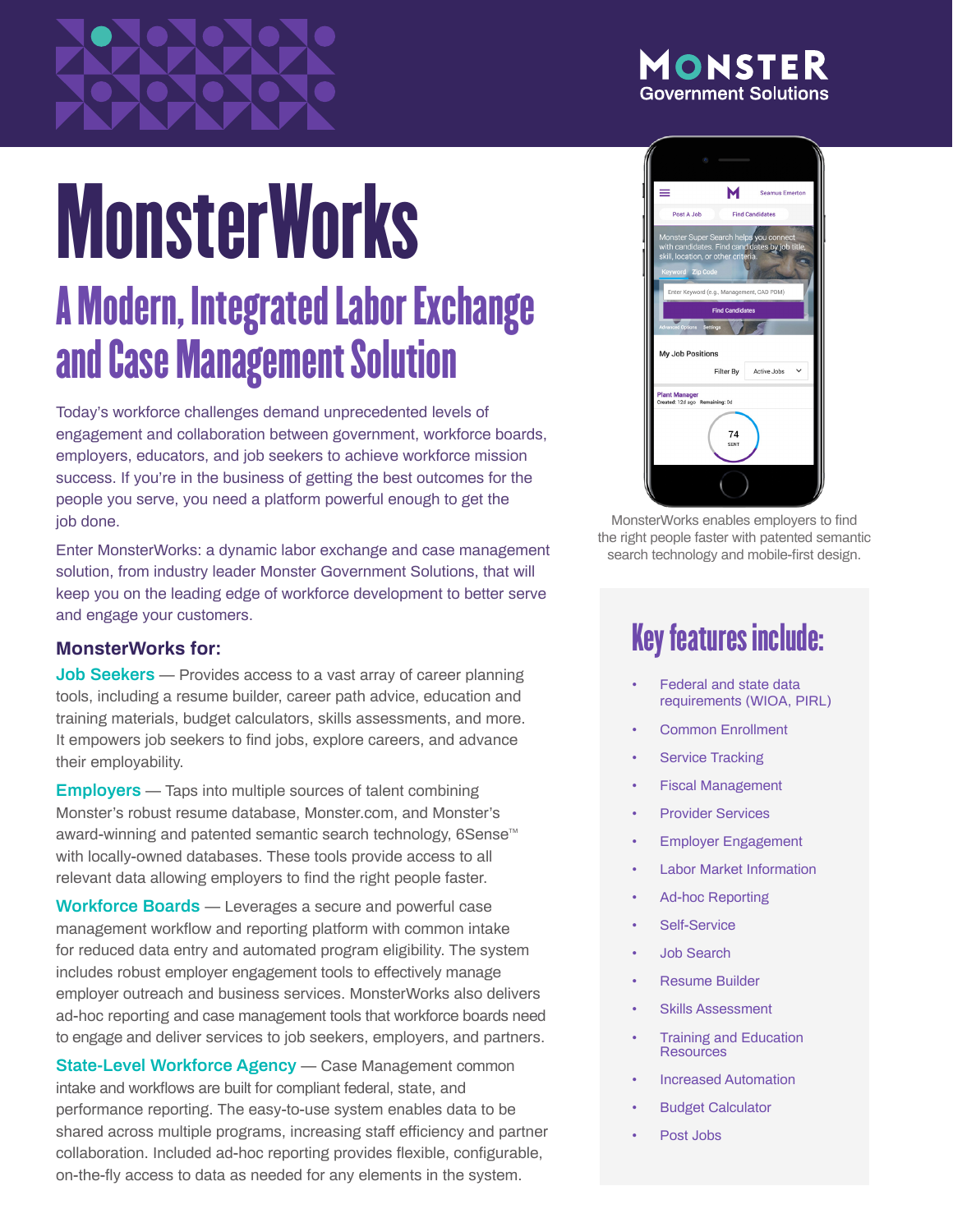MONSTER Government Solutions

# MonsterWorks

## A Modern, Integrated Labor Exchange and Case Management Solution

Today's workforce challenges demand unprecedented levels of engagement and collaboration between government, workforce boards, employers, educators, and job seekers to achieve workforce mission success. If you're in the business of getting the best outcomes for the people you serve, you need a platform powerful enough to get the job done.

Enter MonsterWorks: a dynamic labor exchange and case management solution, from industry leader Monster Government Solutions, that will keep you on the leading edge of workforce development to better serve and engage your customers.

### MonsterWorks for:

**Job Seekers** — Provides access to a vast array of career planning tools, including a resume builder, career path advice, education and training materials, budget calculators, skills assessments, and more. It empowers job seekers to find jobs, explore careers, and advance their employability.

**Employers** — Taps into multiple sources of talent combining Monster's robust resume database, Monster.com, and Monster's award-winning and patented semantic search technology, 6Sense™ with locally-owned databases. These tools provide access to all relevant data allowing employers to find the right people faster.

**Workforce Boards** — Leverages a secure and powerful case management workflow and reporting platform with common intake for reduced data entry and automated program eligibility. The system includes robust employer engagement tools to effectively manage employer outreach and business services. MonsterWorks also delivers ad-hoc reporting and case management tools that workforce boards need to engage and deliver services to job seekers, employers, and partners.

**State-Level Workforce Agency** — Case Management common intake and workflows are built for compliant federal, state, and performance reporting. The easy-to-use system enables data to be shared across multiple programs, increasing staff efficiency and partner collaboration. Included ad-hoc reporting provides flexible, configurable, on-the-fly access to data as needed for any elements in the system.

MonsterWorks enables employers to find the right people faster with patented semantic search technology and mobile-first design.

## Key features include:

- Federal and state data requirements (WIOA, PIRL)
- Common Enrollment
- Service Tracking
- Fiscal Management
- Provider Services
- Employer Engagement
- Labor Market Information
- Ad-hoc Reporting
- Self-Service
- Job Search
- Resume Builder
- Skills Assessment
- Training and Education Resources
- Increased Automation
- Budget Calculator
- Post Jobs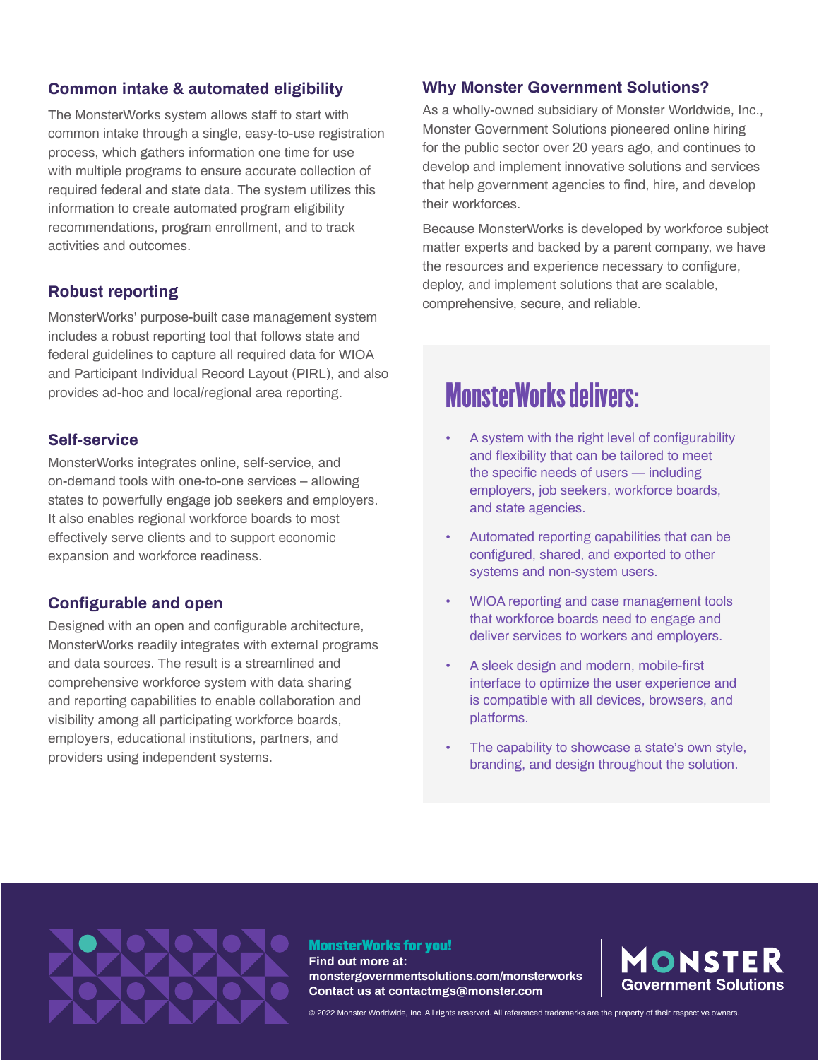## Common intake & automated eligibility

The MonsterWorks system allows staff to start with common intake through a single, easy-to-use registration process, which gathers information one time for use with multiple programs to ensure accurate collection of required federal and state data. The system utilizes this information to create automated program eligibility recommendations, program enrollment, and to track activities and outcomes.

## Robust reporting

MonsterWorks' purpose-built case management system includes a robust reporting tool that follows state and federal guidelines to capture all required data for WIOA and Participant Individual Record Layout (PIRL), and also provides ad-hoc and local/regional area reporting.

## Self-service

MonsterWorks integrates online, self-service, and on-demand tools with one-to-one services – allowing states to powerfully engage job seekers and employers. It also enables regional workforce boards to most effectively serve clients and to support economic expansion and workforce readiness.

## Configurable and open

Designed with an open and configurable architecture, MonsterWorks readily integrates with external programs and data sources. The result is a streamlined and comprehensive workforce system with data sharing and reporting capabilities to enable collaboration and visibility among all participating workforce boards, employers, educational institutions, partners, and providers using independent systems.

## Why Monster Government Solutions?

As a wholly-owned subsidiary of Monster Worldwide, Inc., Monster Government Solutions pioneered online hiring for the public sector over 20 years ago, and continues to develop and implement innovative solutions and services that help government agencies to find, hire, and develop their workforces.

Because MonsterWorks is developed by workforce subject matter experts and backed by a parent company, we have the resources and experience necessary to configure, deploy, and implement solutions that are scalable, comprehensive, secure, and reliable.

## MonsterWorks delivers:

- A system with the right level of configurability and flexibility that can be tailored to meet the specific needs of users — including employers, job seekers, workforce boards, and state agencies.
- Automated reporting capabilities that can be configured, shared, and exported to other systems and non-system users.
- WIOA reporting and case management tools that workforce boards need to engage and deliver services to workers and employers.
- A sleek design and modern, mobile-first interface to optimize the user experience and is compatible with all devices, browsers, and platforms.
- The capability to showcase a state's own style, branding, and design throughout the solution.

**MonsterWorks for you!**

**Find out more at:**
**monstergovernmentsolutions.com/monsterworks**
**Contact us at contactmgs@monster.com**

MONSTER Government Solutions

© 2022 Monster Worldwide, Inc. All rights reserved. All referenced trademarks are the property of their respective owners.